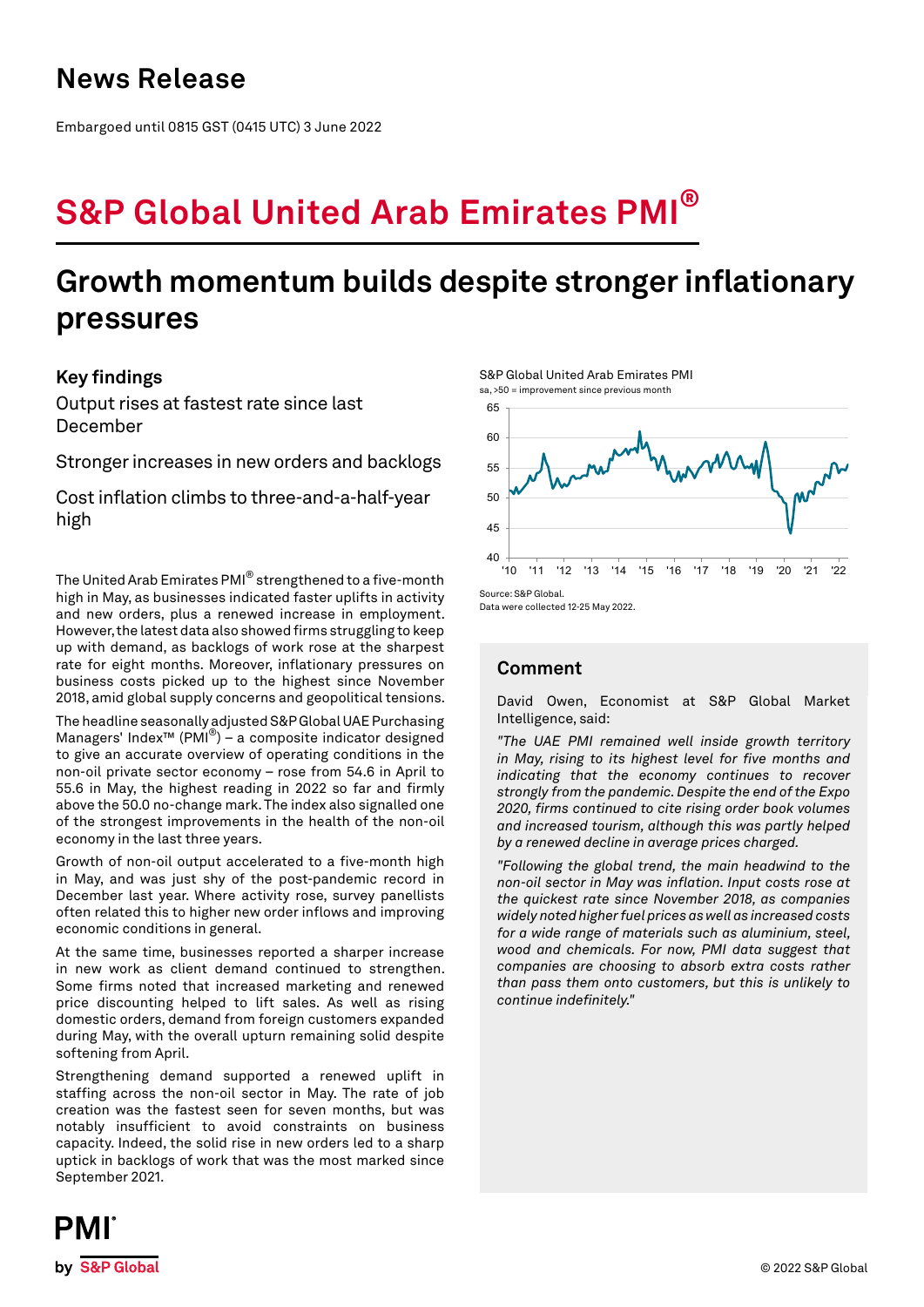# News Release

Embargoed until 0815 GST (0415 UTC) 3 June 2022

# S&P Global United Arab Emirates PMI®

## Growth momentum builds despite stronger inflationary pressures

### Key findings

Output rises at fastest rate since last December

Stronger increases in new orders and backlogs

Cost inflation climbs to three-and-a-half-year high

The United Arab Emirates PMI® strengthened to a five-month high in May, as businesses indicated faster uplifts in activity and new orders, plus a renewed increase in employment. However, the latest data also showed firms struggling to keep up with demand, as backlogs of work rose at the sharpest rate for eight months. Moreover, inflationary pressures on business costs picked up to the highest since November 2018, amid global supply concerns and geopolitical tensions.

The headline seasonally adjusted S&P Global UAE Purchasing Managers' Index™ (PMI®) – a composite indicator designed to give an accurate overview of operating conditions in the non-oil private sector economy – rose from 54.6 in April to 55.6 in May, the highest reading in 2022 so far and firmly above the 50.0 no-change mark. The index also signalled one of the strongest improvements in the health of the non-oil economy in the last three years.

Growth of non-oil output accelerated to a five-month high in May, and was just shy of the post-pandemic record in December last year. Where activity rose, survey panellists often related this to higher new order inflows and improving economic conditions in general.

At the same time, businesses reported a sharper increase in new work as client demand continued to strengthen. Some firms noted that increased marketing and renewed price discounting helped to lift sales. As well as rising domestic orders, demand from foreign customers expanded during May, with the overall upturn remaining solid despite softening from April.

Strengthening demand supported a renewed uplift in staffing across the non-oil sector in May. The rate of job creation was the fastest seen for seven months, but was notably insufficient to avoid constraints on business capacity. Indeed, the solid rise in new orders led to a sharp uptick in backlogs of work that was the most marked since September 2021.

S&P Global United Arab Emirates PMI

sa, >50 = improvement since previous month

Source: S&P Global.
Data were collected 12-25 May 2022.

### Comment

David Owen, Economist at S&P Global Market Intelligence, said:

*"The UAE PMI remained well inside growth territory in May, rising to its highest level for five months and indicating that the economy continues to recover strongly from the pandemic. Despite the end of the Expo 2020, firms continued to cite rising order book volumes and increased tourism, although this was partly helped by a renewed decline in average prices charged.*

*"Following the global trend, the main headwind to the non-oil sector in May was inflation. Input costs rose at the quickest rate since November 2018, as companies widely noted higher fuel prices as well as increased costs for a wide range of materials such as aluminium, steel, wood and chemicals. For now, PMI data suggest that companies are choosing to absorb extra costs rather than pass them onto customers, but this is unlikely to continue indefinitely."*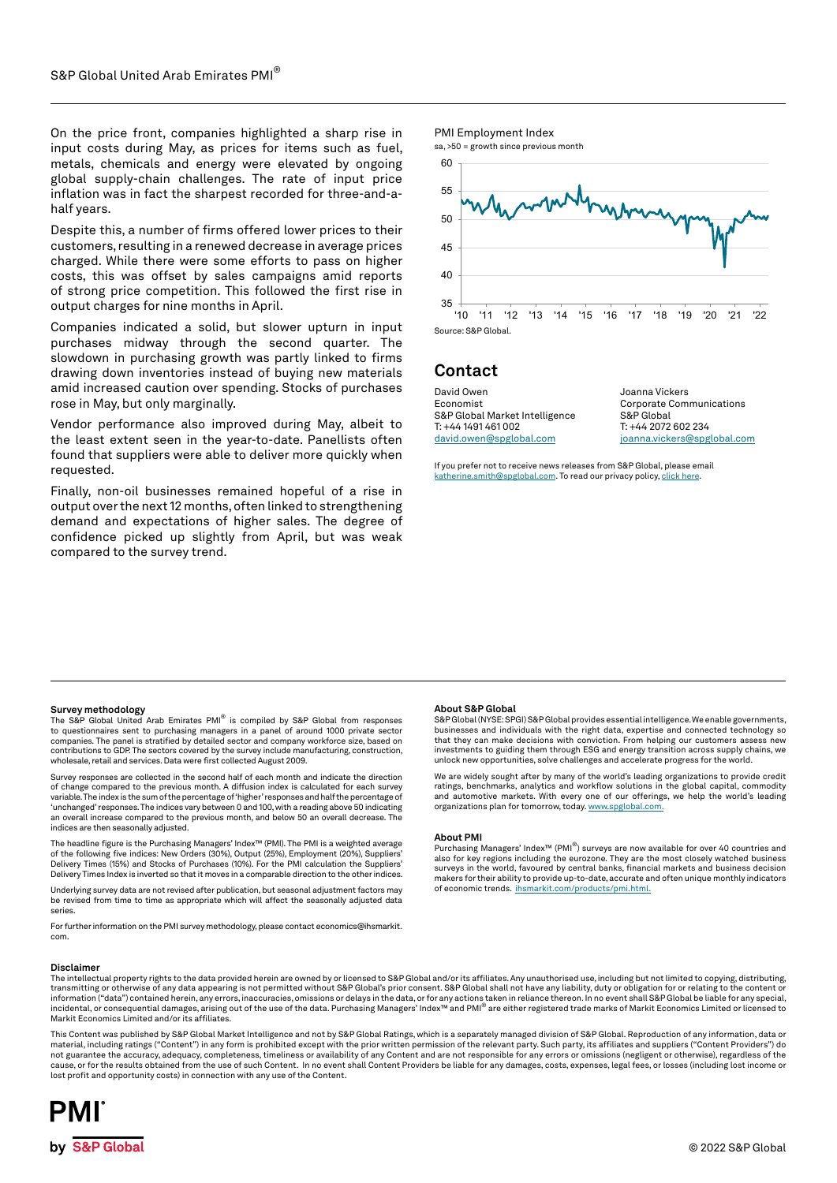On the price front, companies highlighted a sharp rise in input costs during May, as prices for items such as fuel, metals, chemicals and energy were elevated by ongoing global supply-chain challenges. The rate of input price inflation was in fact the sharpest recorded for three-and-a-half years.

Despite this, a number of firms offered lower prices to their customers, resulting in a renewed decrease in average prices charged. While there were some efforts to pass on higher costs, this was offset by sales campaigns amid reports of strong price competition. This followed the first rise in output charges for nine months in April.

Companies indicated a solid, but slower upturn in input purchases midway through the second quarter. The slowdown in purchasing growth was partly linked to firms drawing down inventories instead of buying new materials amid increased caution over spending. Stocks of purchases rose in May, but only marginally.

Vendor performance also improved during May, albeit to the least extent seen in the year-to-date. Panellists often found that suppliers were able to deliver more quickly when requested.

Finally, non-oil businesses remained hopeful of a rise in output over the next 12 months, often linked to strengthening demand and expectations of higher sales. The degree of confidence picked up slightly from April, but was weak compared to the survey trend.

PMI Employment Index

sa, >50 = growth since previous month

60
55
50
45
40
35

'10 '11 '12 '13 '14 '15 '16 '17 '18 '19 '20 '21 '22

Source: S&P Global.

## Contact

David Owen
Economist
S&P Global Market Intelligence
T: +44 1491 461 002
david.owen@spglobal.com

Joanna Vickers
Corporate Communications
S&P Global
T: +44 2072 602 234
joanna.vickers@spglobal.com

If you prefer not to receive news releases from S&P Global, please email katherine.smith@spglobal.com. To read our privacy policy, click here.

### Survey methodology

The S&P Global United Arab Emirates PMI® is compiled by S&P Global from responses to questionnaires sent to purchasing managers in a panel of around 1000 private sector companies. The panel is stratified by detailed sector and company workforce size, based on contributions to GDP. The sectors covered by the survey include manufacturing, construction, wholesale, retail and services. Data were first collected August 2009.

Survey responses are collected in the second half of each month and indicate the direction of change compared to the previous month. A diffusion index is calculated for each survey variable. The index is the sum of the percentage of 'higher' responses and half the percentage of 'unchanged' responses. The indices vary between 0 and 100, with a reading above 50 indicating an overall increase compared to the previous month, and below 50 an overall decrease. The indices are then seasonally adjusted.

The headline figure is the Purchasing Managers' Index™ (PMI). The PMI is a weighted average of the following five indices: New Orders (30%), Output (25%), Employment (20%), Suppliers' Delivery Times (15%) and Stocks of Purchases (10%). For the PMI calculation the Suppliers' Delivery Times Index is inverted so that it moves in a comparable direction to the other indices.

Underlying survey data are not revised after publication, but seasonal adjustment factors may be revised from time to time as appropriate which will affect the seasonally adjusted data series.

For further information on the PMI survey methodology, please contact economics@ihsmarkit.com.

### About S&P Global

S&P Global (NYSE: SPGI) S&P Global provides essential intelligence. We enable governments, businesses and individuals with the right data, expertise and connected technology so that they can make decisions with conviction. From helping our customers assess new investments to guiding them through ESG and energy transition across supply chains, we unlock new opportunities, solve challenges and accelerate progress for the world.

We are widely sought after by many of the world's leading organizations to provide credit ratings, benchmarks, analytics and workflow solutions in the global capital, commodity and automotive markets. With every one of our offerings, we help the world's leading organizations plan for tomorrow, today. www.spglobal.com.

### About PMI

Purchasing Managers' Index™ (PMI®) surveys are now available for over 40 countries and also for key regions including the eurozone. They are the most closely watched business surveys in the world, favoured by central banks, financial markets and business decision makers for their ability to provide up-to-date, accurate and often unique monthly indicators of economic trends. ihsmarkit.com/products/pmi.html.

### Disclaimer

The intellectual property rights to the data provided herein are owned by or licensed to S&P Global and/or its affiliates. Any unauthorised use, including but not limited to copying, distributing, transmitting or otherwise of any data appearing is not permitted without S&P Global's prior consent. S&P Global shall not have any liability, duty or obligation for or relating to the content or information ("data") contained herein, any errors, inaccuracies, omissions or delays in the data, or for any actions taken in reliance thereon. In no event shall S&P Global be liable for any special, incidental, or consequential damages, arising out of the use of the data. Purchasing Managers' Index™ and PMI® are either registered trade marks of Markit Economics Limited or licensed to Markit Economics Limited and/or its affiliates.

This Content was published by S&P Global Market Intelligence and not by S&P Global Ratings, which is a separately managed division of S&P Global. Reproduction of any information, data or material, including ratings ("Content") in any form is prohibited except with the prior written permission of the relevant party. Such party, its affiliates and suppliers ("Content Providers") do not guarantee the accuracy, adequacy, completeness, timeliness or availability of any Content and are not responsible for any errors or omissions (negligent or otherwise), regardless of the cause, or for the results obtained from the use of such Content. In no event shall Content Providers be liable for any damages, costs, expenses, legal fees, or losses (including lost income or lost profit and opportunity costs) in connection with any use of the Content.

PMI by S&P Global

© 2022 S&P Global